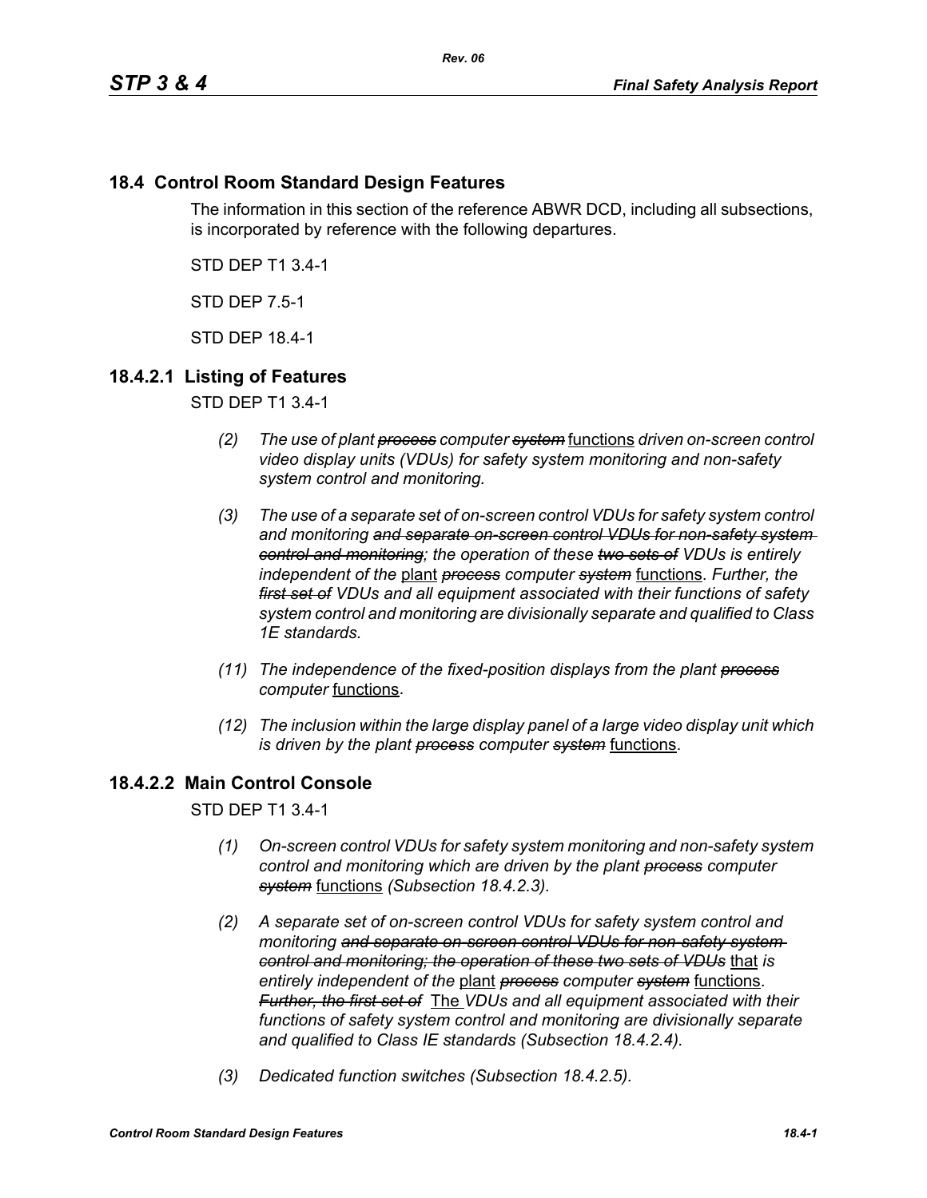## 18.4 Control Room Standard Design Features

The information in this section of the reference ABWR DCD, including all subsections, is incorporated by reference with the following departures.

STD DEP T1 3.4-1

STD DEP 7.5-1

STD DEP 18.4-1

### 18.4.2.1 Listing of Features

STD DEP T1 3.4-1

*(2) The use of plant ~~process~~ computer ~~system~~* functions *driven on-screen control video display units (VDUs) for safety system monitoring and non-safety system control and monitoring.*

*(3) The use of a separate set of on-screen control VDUs for safety system control and monitoring ~~and separate on-screen control VDUs for non-safety system control and monitoring~~; the operation of these ~~two sets of~~ VDUs is entirely independent of the* plant *~~process~~ computer ~~system~~* functions*. Further, the ~~first set of~~ VDUs and all equipment associated with their functions of safety system control and monitoring are divisionally separate and qualified to Class 1E standards.*

*(11) The independence of the fixed-position displays from the plant ~~process~~ computer* functions*.*

*(12) The inclusion within the large display panel of a large video display unit which is driven by the plant ~~process~~ computer ~~system~~* functions.

### 18.4.2.2 Main Control Console

STD DEP T1 3.4-1

*(1) On-screen control VDUs for safety system monitoring and non-safety system control and monitoring which are driven by the plant ~~process~~ computer ~~system~~* functions *(Subsection 18.4.2.3).*

*(2) A separate set of on-screen control VDUs for safety system control and monitoring ~~and separate on-screen control VDUs for non-safety system control and monitoring; the operation of these two sets of VDUs~~* that *is entirely independent of the* plant *~~process~~ computer ~~system~~* functions*. ~~Further, the first set of~~* The *VDUs and all equipment associated with their functions of safety system control and monitoring are divisionally separate and qualified to Class IE standards (Subsection 18.4.2.4).*

*(3) Dedicated function switches (Subsection 18.4.2.5).*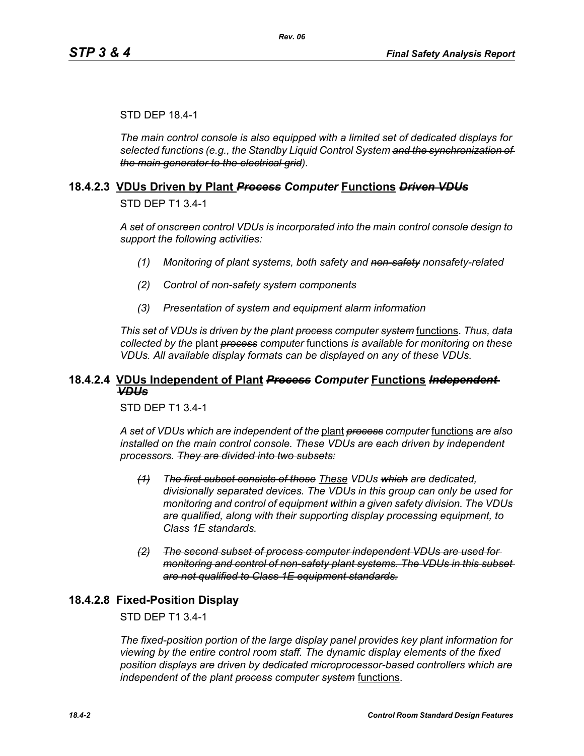STD DEP 18.4-1

*The main control console is also equipped with a limited set of dedicated displays for selected functions (e.g., the Standby Liquid Control System ~~and the synchronization of the main generator to the electrical grid~~).*

### 18.4.2.3 VDUs Driven by Plant ~~*Process*~~ *Computer* Functions ~~*Driven VDUs*~~

STD DEP T1 3.4-1

*A set of onscreen control VDUs is incorporated into the main control console design to support the following activities:*

*(1) Monitoring of plant systems, both safety and ~~non-safety~~ nonsafety-related*

*(2) Control of non-safety system components*

*(3) Presentation of system and equipment alarm information*

*This set of VDUs is driven by the plant ~~process~~ computer ~~system~~* functions. *Thus, data collected by the* plant ~~*process*~~ *computer* functions *is available for monitoring on these VDUs. All available display formats can be displayed on any of these VDUs.*

### 18.4.2.4 VDUs Independent of Plant ~~*Process*~~ *Computer* Functions ~~*Independent VDUs*~~

STD DEP T1 3.4-1

*A set of VDUs which are independent of the* plant ~~*process*~~ *computer* functions *are also installed on the main control console. These VDUs are each driven by independent processors. ~~They are divided into two subsets:~~*

~~*(1)*~~ *T~~he first subset consists of those~~* These *VDUs ~~which~~ are dedicated, divisionally separated devices. The VDUs in this group can only be used for monitoring and control of equipment within a given safety division. The VDUs are qualified, along with their supporting display processing equipment, to Class 1E standards.*

~~*(2) The second subset of process computer independent VDUs are used for monitoring and control of non-safety plant systems. The VDUs in this subset are not qualified to Class 1E equipment standards.*~~

### 18.4.2.8 Fixed-Position Display

STD DEP T1 3.4-1

*The fixed-position portion of the large display panel provides key plant information for viewing by the entire control room staff. The dynamic display elements of the fixed position displays are driven by dedicated microprocessor-based controllers which are independent of the plant ~~process~~ computer ~~system~~* functions.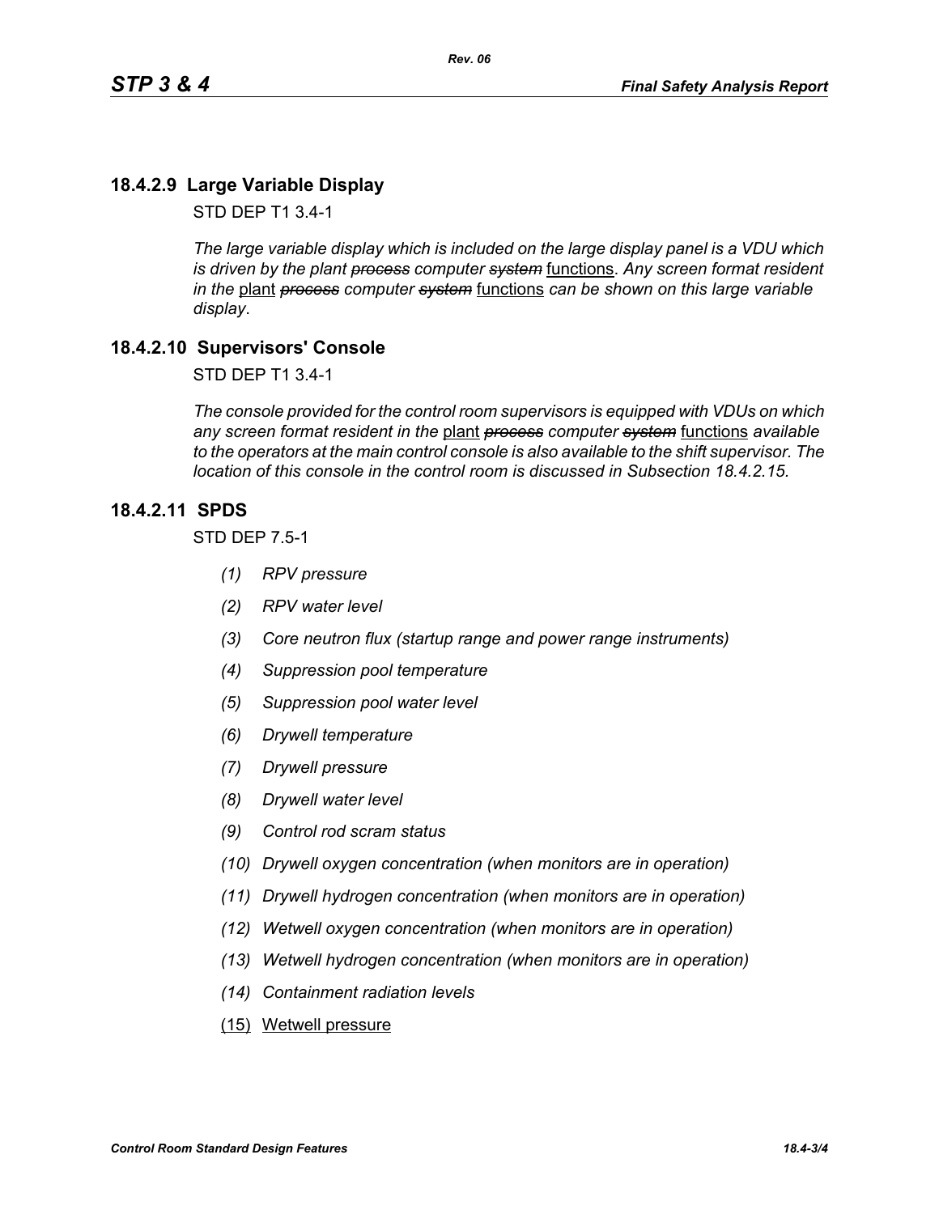## 18.4.2.9 Large Variable Display

STD DEP T1 3.4-1

*The large variable display which is included on the large display panel is a VDU which is driven by the plant ~~process~~ computer ~~system~~* <u>functions</u>*. Any screen format resident in the* <u>plant</u> *~~process~~ computer ~~system~~* <u>functions</u> *can be shown on this large variable display*.

## 18.4.2.10 Supervisors' Console

STD DEP T1 3.4-1

*The console provided for the control room supervisors is equipped with VDUs on which any screen format resident in the* <u>plant</u> *~~process~~ computer ~~system~~* <u>functions</u> *available to the operators at the main control console is also available to the shift supervisor. The location of this console in the control room is discussed in Subsection 18.4.2.15.*

## 18.4.2.11 SPDS

STD DEP 7.5-1

*(1) RPV pressure*

*(2) RPV water level*

*(3) Core neutron flux (startup range and power range instruments)*

*(4) Suppression pool temperature*

*(5) Suppression pool water level*

*(6) Drywell temperature*

*(7) Drywell pressure*

*(8) Drywell water level*

*(9) Control rod scram status*

*(10) Drywell oxygen concentration (when monitors are in operation)*

*(11) Drywell hydrogen concentration (when monitors are in operation)*

*(12) Wetwell oxygen concentration (when monitors are in operation)*

*(13) Wetwell hydrogen concentration (when monitors are in operation)*

*(14) Containment radiation levels*

<u>(15) Wetwell pressure</u>